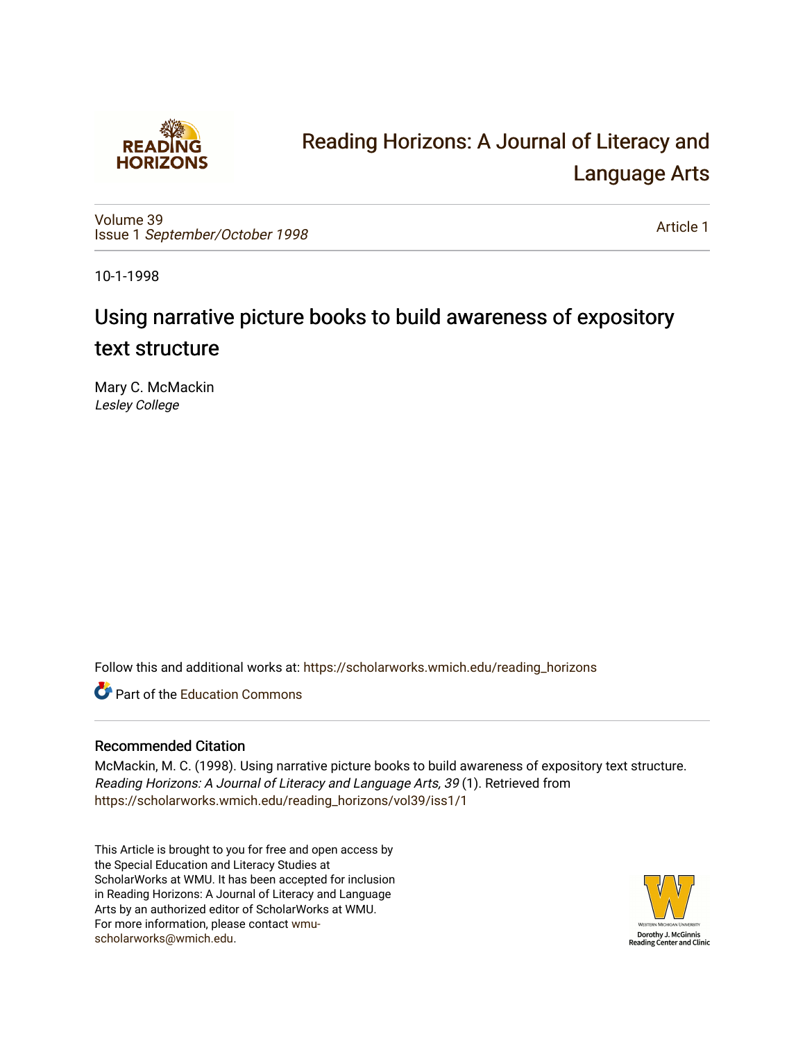# Reading Horizons: A Journal of Literacy and Language Arts

Volume 39
Issue 1 *September/October 1998*

Article 1

10-1-1998

## Using narrative picture books to build awareness of expository text structure

Mary C. McMackin
*Lesley College*

Follow this and additional works at: https://scholarworks.wmich.edu/reading_horizons

Part of the Education Commons

### Recommended Citation

McMackin, M. C. (1998). Using narrative picture books to build awareness of expository text structure. *Reading Horizons: A Journal of Literacy and Language Arts, 39* (1). Retrieved from https://scholarworks.wmich.edu/reading_horizons/vol39/iss1/1

This Article is brought to you for free and open access by the Special Education and Literacy Studies at ScholarWorks at WMU. It has been accepted for inclusion in Reading Horizons: A Journal of Literacy and Language Arts by an authorized editor of ScholarWorks at WMU. For more information, please contact wmu-scholarworks@wmich.edu.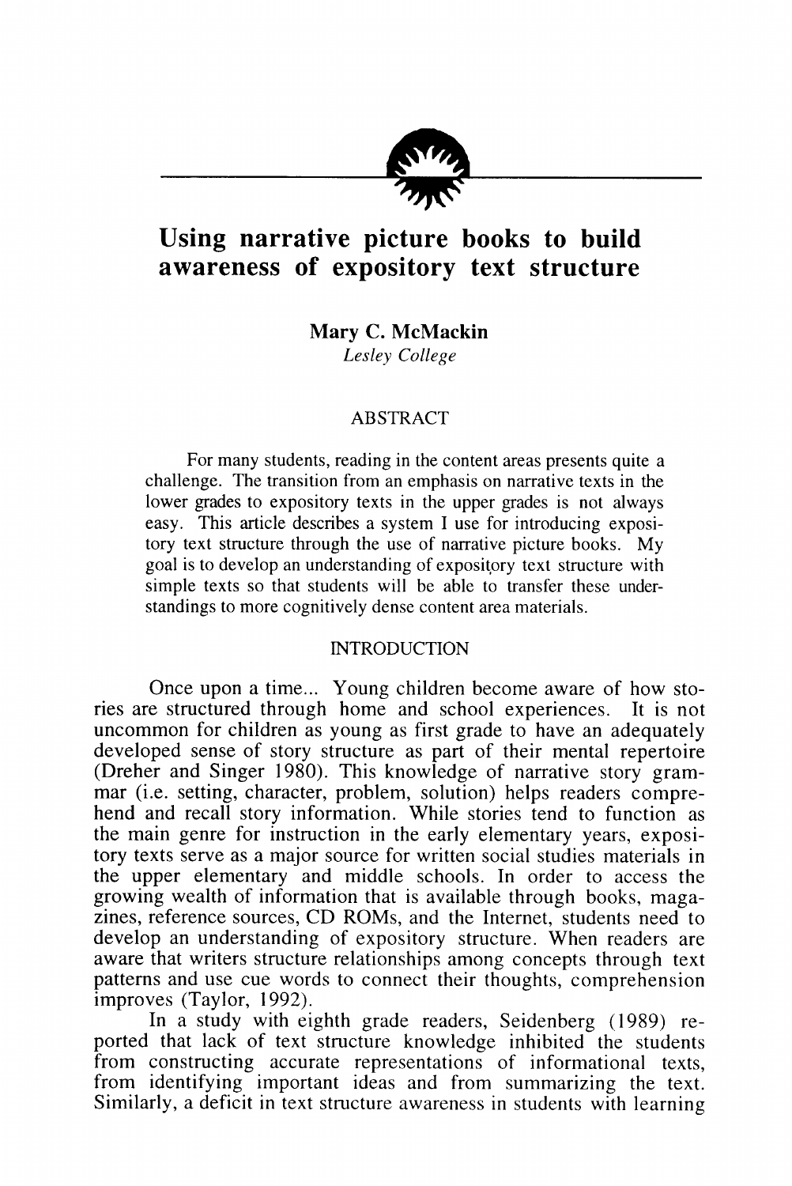# Using narrative picture books to build awareness of expository text structure

**Mary C. McMackin**
*Lesley College*

## ABSTRACT

For many students, reading in the content areas presents quite a challenge. The transition from an emphasis on narrative texts in the lower grades to expository texts in the upper grades is not always easy. This article describes a system I use for introducing expository text structure through the use of narrative picture books. My goal is to develop an understanding of expository text structure with simple texts so that students will be able to transfer these understandings to more cognitively dense content area materials.

## INTRODUCTION

Once upon a time... Young children become aware of how stories are structured through home and school experiences. It is not uncommon for children as young as first grade to have an adequately developed sense of story structure as part of their mental repertoire (Dreher and Singer 1980). This knowledge of narrative story grammar (i.e. setting, character, problem, solution) helps readers comprehend and recall story information. While stories tend to function as the main genre for instruction in the early elementary years, expository texts serve as a major source for written social studies materials in the upper elementary and middle schools. In order to access the growing wealth of information that is available through books, magazines, reference sources, CD ROMs, and the Internet, students need to develop an understanding of expository structure. When readers are aware that writers structure relationships among concepts through text patterns and use cue words to connect their thoughts, comprehension improves (Taylor, 1992).

In a study with eighth grade readers, Seidenberg (1989) reported that lack of text structure knowledge inhibited the students from constructing accurate representations of informational texts, from identifying important ideas and from summarizing the text. Similarly, a deficit in text structure awareness in students with learning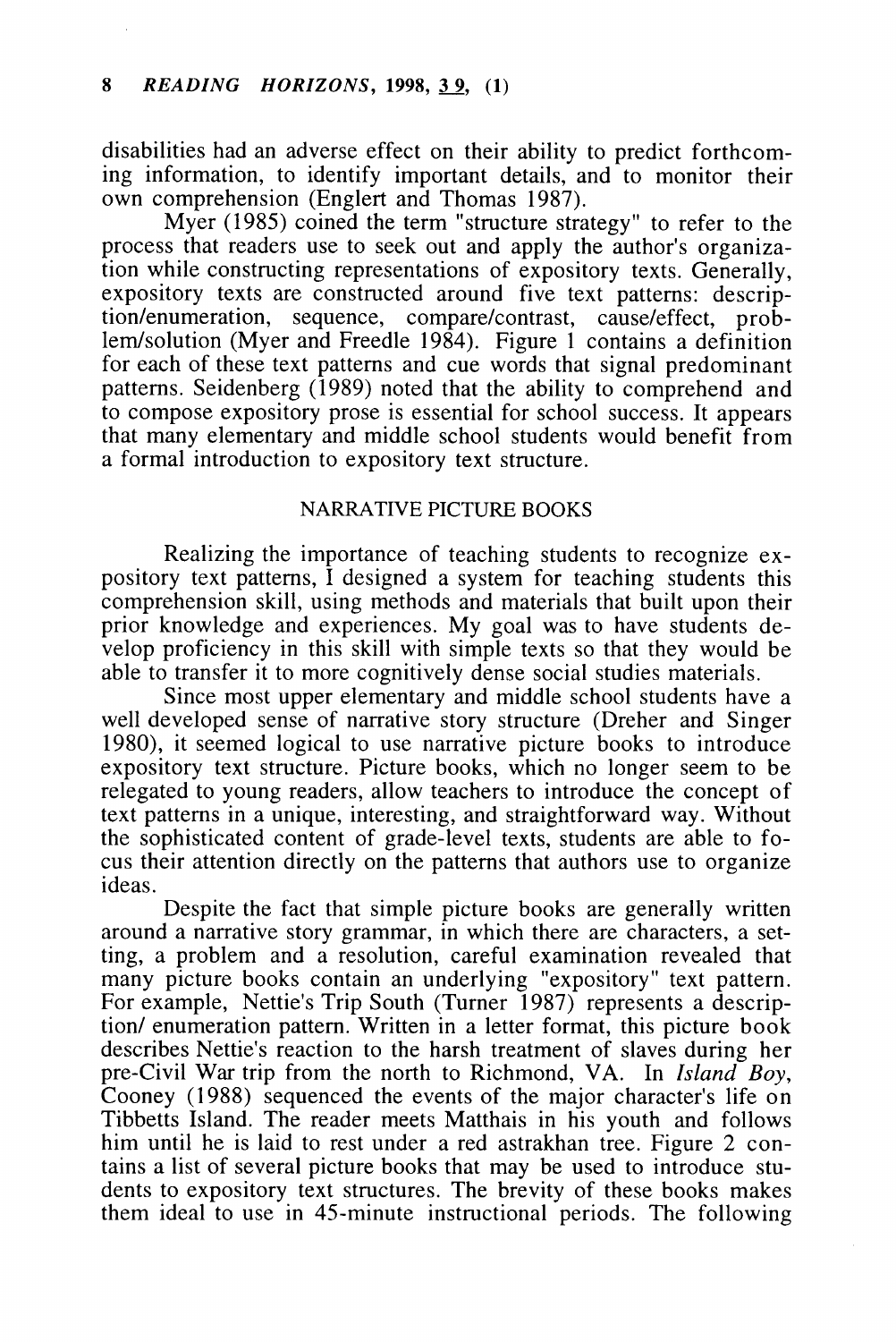disabilities had an adverse effect on their ability to predict forthcoming information, to identify important details, and to monitor their own comprehension (Englert and Thomas 1987).

Myer (1985) coined the term "structure strategy" to refer to the process that readers use to seek out and apply the author's organization while constructing representations of expository texts. Generally, expository texts are constructed around five text patterns: description/enumeration, sequence, compare/contrast, cause/effect, problem/solution (Myer and Freedle 1984). Figure 1 contains a definition for each of these text patterns and cue words that signal predominant patterns. Seidenberg (1989) noted that the ability to comprehend and to compose expository prose is essential for school success. It appears that many elementary and middle school students would benefit from a formal introduction to expository text structure.

## NARRATIVE PICTURE BOOKS

Realizing the importance of teaching students to recognize expository text patterns, I designed a system for teaching students this comprehension skill, using methods and materials that built upon their prior knowledge and experiences. My goal was to have students develop proficiency in this skill with simple texts so that they would be able to transfer it to more cognitively dense social studies materials.

Since most upper elementary and middle school students have a well developed sense of narrative story structure (Dreher and Singer 1980), it seemed logical to use narrative picture books to introduce expository text structure. Picture books, which no longer seem to be relegated to young readers, allow teachers to introduce the concept of text patterns in a unique, interesting, and straightforward way. Without the sophisticated content of grade-level texts, students are able to focus their attention directly on the patterns that authors use to organize ideas.

Despite the fact that simple picture books are generally written around a narrative story grammar, in which there are characters, a setting, a problem and a resolution, careful examination revealed that many picture books contain an underlying "expository" text pattern. For example, Nettie's Trip South (Turner 1987) represents a description/ enumeration pattern. Written in a letter format, this picture book describes Nettie's reaction to the harsh treatment of slaves during her pre-Civil War trip from the north to Richmond, VA. In *Island Boy*, Cooney (1988) sequenced the events of the major character's life on Tibbetts Island. The reader meets Matthais in his youth and follows him until he is laid to rest under a red astrakhan tree. Figure 2 contains a list of several picture books that may be used to introduce students to expository text structures. The brevity of these books makes them ideal to use in 45-minute instructional periods. The following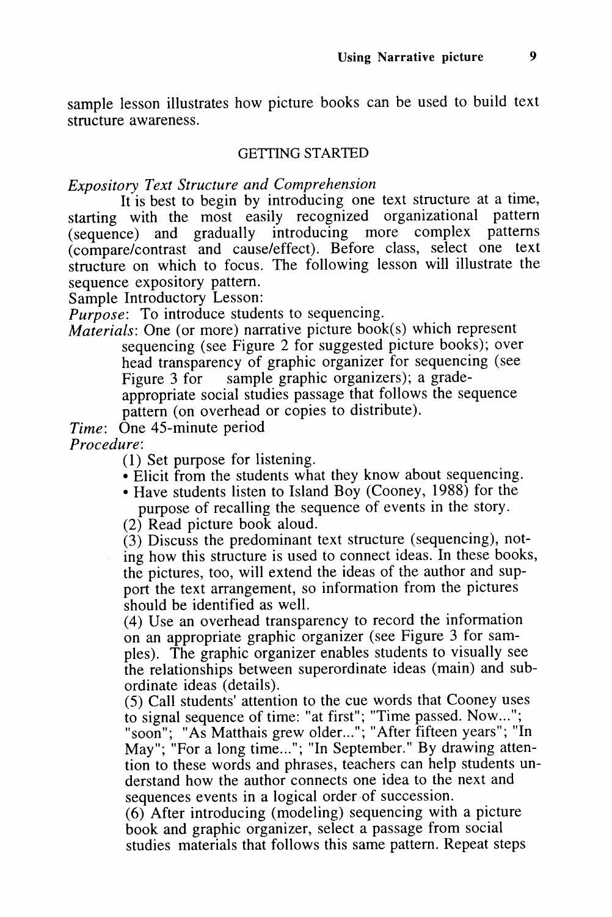sample lesson illustrates how picture books can be used to build text structure awareness.

## GETTING STARTED

### *Expository Text Structure and Comprehension*

It is best to begin by introducing one text structure at a time, starting with the most easily recognized organizational pattern (sequence) and gradually introducing more complex patterns (compare/contrast and cause/effect). Before class, select one text structure on which to focus. The following lesson will illustrate the sequence expository pattern.

Sample Introductory Lesson:

*Purpose*: To introduce students to sequencing.

*Materials*: One (or more) narrative picture book(s) which represent sequencing (see Figure 2 for suggested picture books); over head transparency of graphic organizer for sequencing (see Figure 3 for sample graphic organizers); a grade-appropriate social studies passage that follows the sequence pattern (on overhead or copies to distribute).

*Time*: One 45-minute period

*Procedure*:

(1) Set purpose for listening.

- Elicit from the students what they know about sequencing.
- Have students listen to Island Boy (Cooney, 1988) for the purpose of recalling the sequence of events in the story.

(2) Read picture book aloud.

(3) Discuss the predominant text structure (sequencing), noting how this structure is used to connect ideas. In these books, the pictures, too, will extend the ideas of the author and support the text arrangement, so information from the pictures should be identified as well.

(4) Use an overhead transparency to record the information on an appropriate graphic organizer (see Figure 3 for samples). The graphic organizer enables students to visually see the relationships between superordinate ideas (main) and subordinate ideas (details).

(5) Call students' attention to the cue words that Cooney uses to signal sequence of time: "at first"; "Time passed. Now..."; "soon"; "As Matthais grew older..."; "After fifteen years"; "In May"; "For a long time..."; "In September." By drawing attention to these words and phrases, teachers can help students understand how the author connects one idea to the next and sequences events in a logical order of succession.

(6) After introducing (modeling) sequencing with a picture book and graphic organizer, select a passage from social studies materials that follows this same pattern. Repeat steps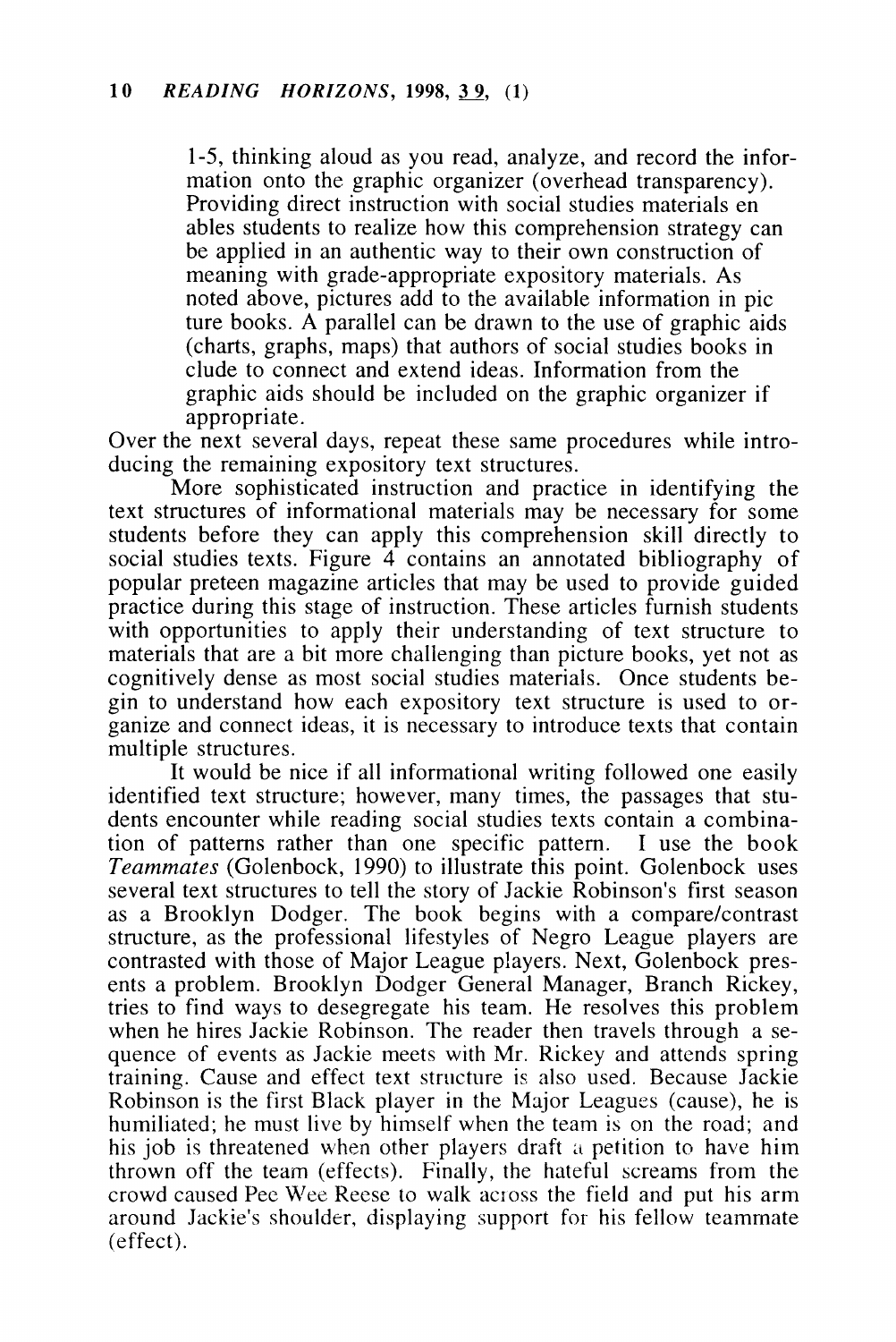1-5, thinking aloud as you read, analyze, and record the information onto the graphic organizer (overhead transparency). Providing direct instruction with social studies materials enables students to realize how this comprehension strategy can be applied in an authentic way to their own construction of meaning with grade-appropriate expository materials. As noted above, pictures add to the available information in picture books. A parallel can be drawn to the use of graphic aids (charts, graphs, maps) that authors of social studies books include to connect and extend ideas. Information from the graphic aids should be included on the graphic organizer if appropriate.

Over the next several days, repeat these same procedures while introducing the remaining expository text structures.

More sophisticated instruction and practice in identifying the text structures of informational materials may be necessary for some students before they can apply this comprehension skill directly to social studies texts. Figure 4 contains an annotated bibliography of popular preteen magazine articles that may be used to provide guided practice during this stage of instruction. These articles furnish students with opportunities to apply their understanding of text structure to materials that are a bit more challenging than picture books, yet not as cognitively dense as most social studies materials. Once students begin to understand how each expository text structure is used to organize and connect ideas, it is necessary to introduce texts that contain multiple structures.

It would be nice if all informational writing followed one easily identified text structure; however, many times, the passages that students encounter while reading social studies texts contain a combination of patterns rather than one specific pattern. I use the book *Teammates* (Golenbock, 1990) to illustrate this point. Golenbock uses several text structures to tell the story of Jackie Robinson's first season as a Brooklyn Dodger. The book begins with a compare/contrast structure, as the professional lifestyles of Negro League players are contrasted with those of Major League players. Next, Golenbock presents a problem. Brooklyn Dodger General Manager, Branch Rickey, tries to find ways to desegregate his team. He resolves this problem when he hires Jackie Robinson. The reader then travels through a sequence of events as Jackie meets with Mr. Rickey and attends spring training. Cause and effect text structure is also used. Because Jackie Robinson is the first Black player in the Major Leagues (cause), he is humiliated; he must live by himself when the team is on the road; and his job is threatened when other players draft a petition to have him thrown off the team (effects). Finally, the hateful screams from the crowd caused Pee Wee Reese to walk across the field and put his arm around Jackie's shoulder, displaying support for his fellow teammate (effect).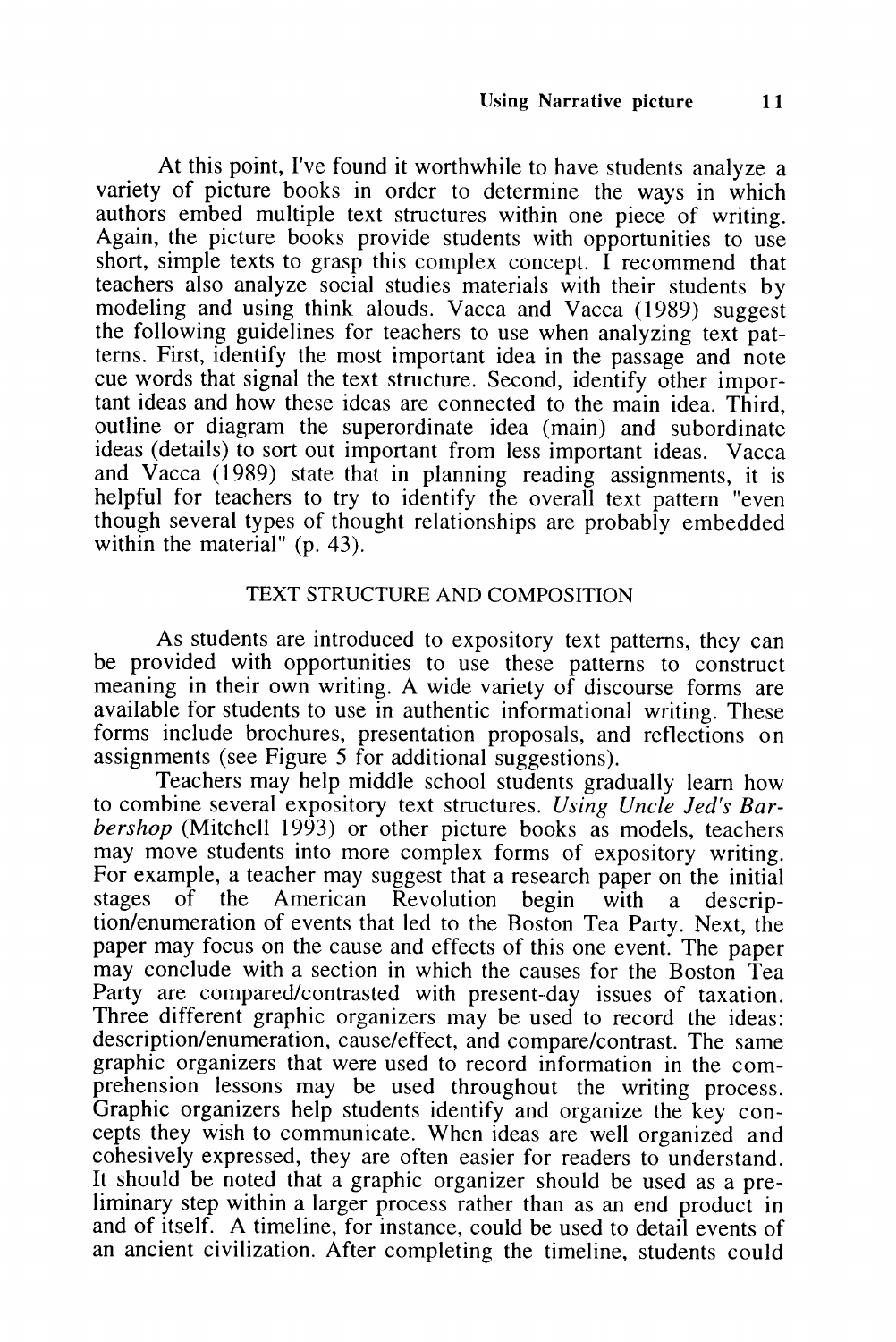At this point, I've found it worthwhile to have students analyze a variety of picture books in order to determine the ways in which authors embed multiple text structures within one piece of writing. Again, the picture books provide students with opportunities to use short, simple texts to grasp this complex concept. I recommend that teachers also analyze social studies materials with their students by modeling and using think alouds. Vacca and Vacca (1989) suggest the following guidelines for teachers to use when analyzing text patterns. First, identify the most important idea in the passage and note cue words that signal the text structure. Second, identify other important ideas and how these ideas are connected to the main idea. Third, outline or diagram the superordinate idea (main) and subordinate ideas (details) to sort out important from less important ideas. Vacca and Vacca (1989) state that in planning reading assignments, it is helpful for teachers to try to identify the overall text pattern "even though several types of thought relationships are probably embedded within the material" (p. 43).

## TEXT STRUCTURE AND COMPOSITION

As students are introduced to expository text patterns, they can be provided with opportunities to use these patterns to construct meaning in their own writing. A wide variety of discourse forms are available for students to use in authentic informational writing. These forms include brochures, presentation proposals, and reflections on assignments (see Figure 5 for additional suggestions).

Teachers may help middle school students gradually learn how to combine several expository text structures. Using *Uncle Jed's Barbershop* (Mitchell 1993) or other picture books as models, teachers may move students into more complex forms of expository writing. For example, a teacher may suggest that a research paper on the initial stages of the American Revolution begin with a description/enumeration of events that led to the Boston Tea Party. Next, the paper may focus on the cause and effects of this one event. The paper may conclude with a section in which the causes for the Boston Tea Party are compared/contrasted with present-day issues of taxation. Three different graphic organizers may be used to record the ideas: description/enumeration, cause/effect, and compare/contrast. The same graphic organizers that were used to record information in the comprehension lessons may be used throughout the writing process. Graphic organizers help students identify and organize the key concepts they wish to communicate. When ideas are well organized and cohesively expressed, they are often easier for readers to understand. It should be noted that a graphic organizer should be used as a preliminary step within a larger process rather than as an end product in and of itself. A timeline, for instance, could be used to detail events of an ancient civilization. After completing the timeline, students could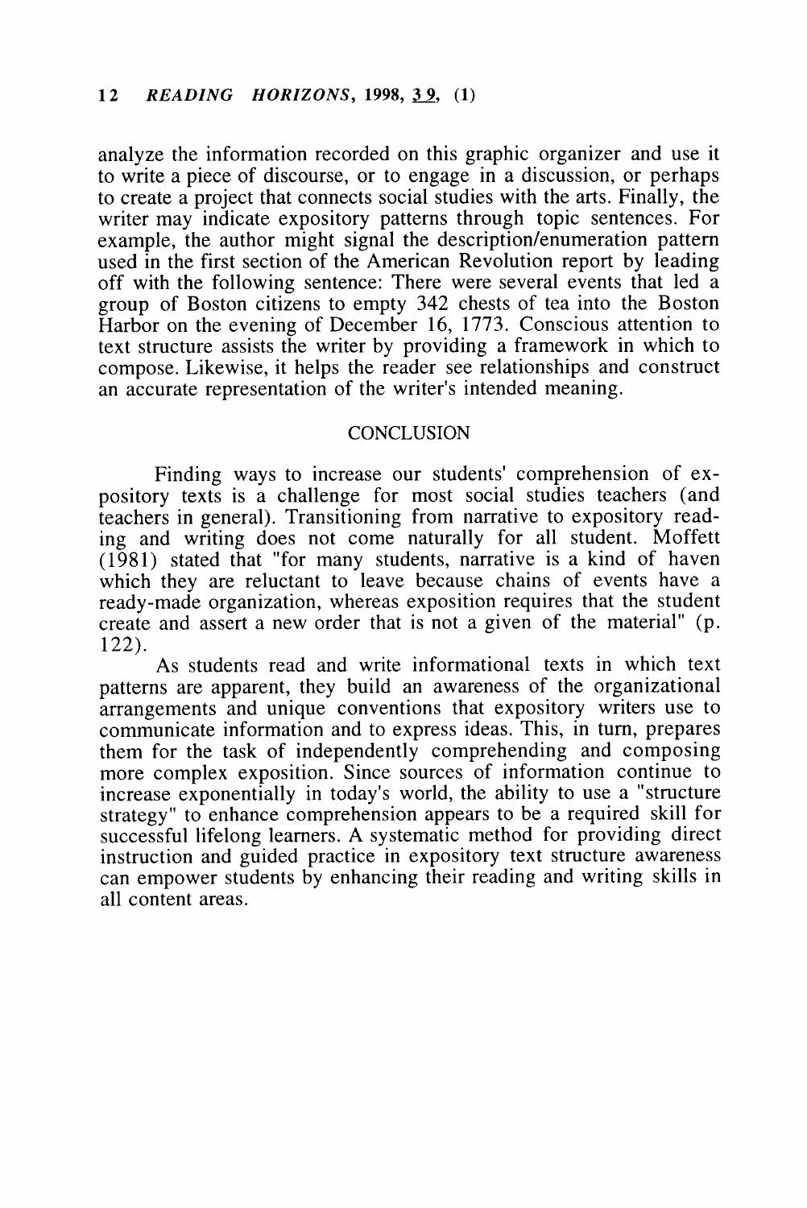analyze the information recorded on this graphic organizer and use it to write a piece of discourse, or to engage in a discussion, or perhaps to create a project that connects social studies with the arts. Finally, the writer may indicate expository patterns through topic sentences. For example, the author might signal the description/enumeration pattern used in the first section of the American Revolution report by leading off with the following sentence: There were several events that led a group of Boston citizens to empty 342 chests of tea into the Boston Harbor on the evening of December 16, 1773. Conscious attention to text structure assists the writer by providing a framework in which to compose. Likewise, it helps the reader see relationships and construct an accurate representation of the writer's intended meaning.

## CONCLUSION

Finding ways to increase our students' comprehension of expository texts is a challenge for most social studies teachers (and teachers in general). Transitioning from narrative to expository reading and writing does not come naturally for all student. Moffett (1981) stated that "for many students, narrative is a kind of haven which they are reluctant to leave because chains of events have a ready-made organization, whereas exposition requires that the student create and assert a new order that is not a given of the material" (p. 122).

As students read and write informational texts in which text patterns are apparent, they build an awareness of the organizational arrangements and unique conventions that expository writers use to communicate information and to express ideas. This, in turn, prepares them for the task of independently comprehending and composing more complex exposition. Since sources of information continue to increase exponentially in today's world, the ability to use a "structure strategy" to enhance comprehension appears to be a required skill for successful lifelong learners. A systematic method for providing direct instruction and guided practice in expository text structure awareness can empower students by enhancing their reading and writing skills in all content areas.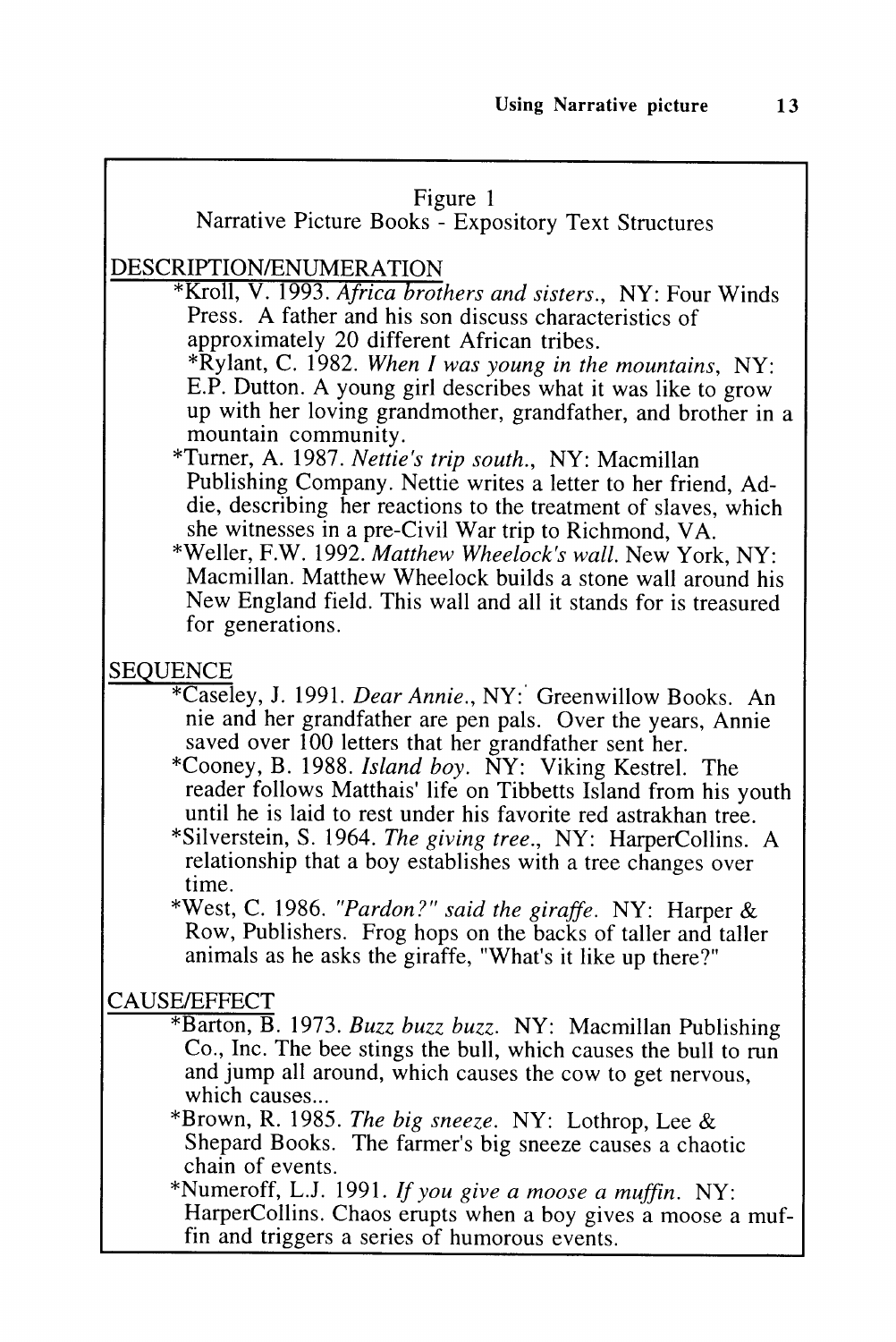Figure 1

Narrative Picture Books - Expository Text Structures

DESCRIPTION/ENUMERATION

*Kroll, V. 1993. *Africa brothers and sisters.*, NY: Four Winds Press. A father and his son discuss characteristics of approximately 20 different African tribes.

*Rylant, C. 1982. *When I was young in the mountains*, NY: E.P. Dutton. A young girl describes what it was like to grow up with her loving grandmother, grandfather, and brother in a mountain community.

*Turner, A. 1987. *Nettie's trip south.*, NY: Macmillan Publishing Company. Nettie writes a letter to her friend, Addie, describing her reactions to the treatment of slaves, which she witnesses in a pre-Civil War trip to Richmond, VA.

*Weller, F.W. 1992. *Matthew Wheelock's wall.* New York, NY: Macmillan. Matthew Wheelock builds a stone wall around his New England field. This wall and all it stands for is treasured for generations.

SEQUENCE

*Caseley, J. 1991. *Dear Annie.*, NY: Greenwillow Books. Annie and her grandfather are pen pals. Over the years, Annie saved over 100 letters that her grandfather sent her.

*Cooney, B. 1988. *Island boy.* NY: Viking Kestrel. The reader follows Matthais' life on Tibbetts Island from his youth until he is laid to rest under his favorite red astrakhan tree.

*Silverstein, S. 1964. *The giving tree.*, NY: HarperCollins. A relationship that a boy establishes with a tree changes over time.

*West, C. 1986. *"Pardon?" said the giraffe.* NY: Harper & Row, Publishers. Frog hops on the backs of taller and taller animals as he asks the giraffe, "What's it like up there?"

CAUSE/EFFECT

*Barton, B. 1973. *Buzz buzz buzz.* NY: Macmillan Publishing Co., Inc. The bee stings the bull, which causes the bull to run and jump all around, which causes the cow to get nervous, which causes...

*Brown, R. 1985. *The big sneeze.* NY: Lothrop, Lee & Shepard Books. The farmer's big sneeze causes a chaotic chain of events.

*Numeroff, L.J. 1991. *If you give a moose a muffin.* NY: HarperCollins. Chaos erupts when a boy gives a moose a muffin and triggers a series of humorous events.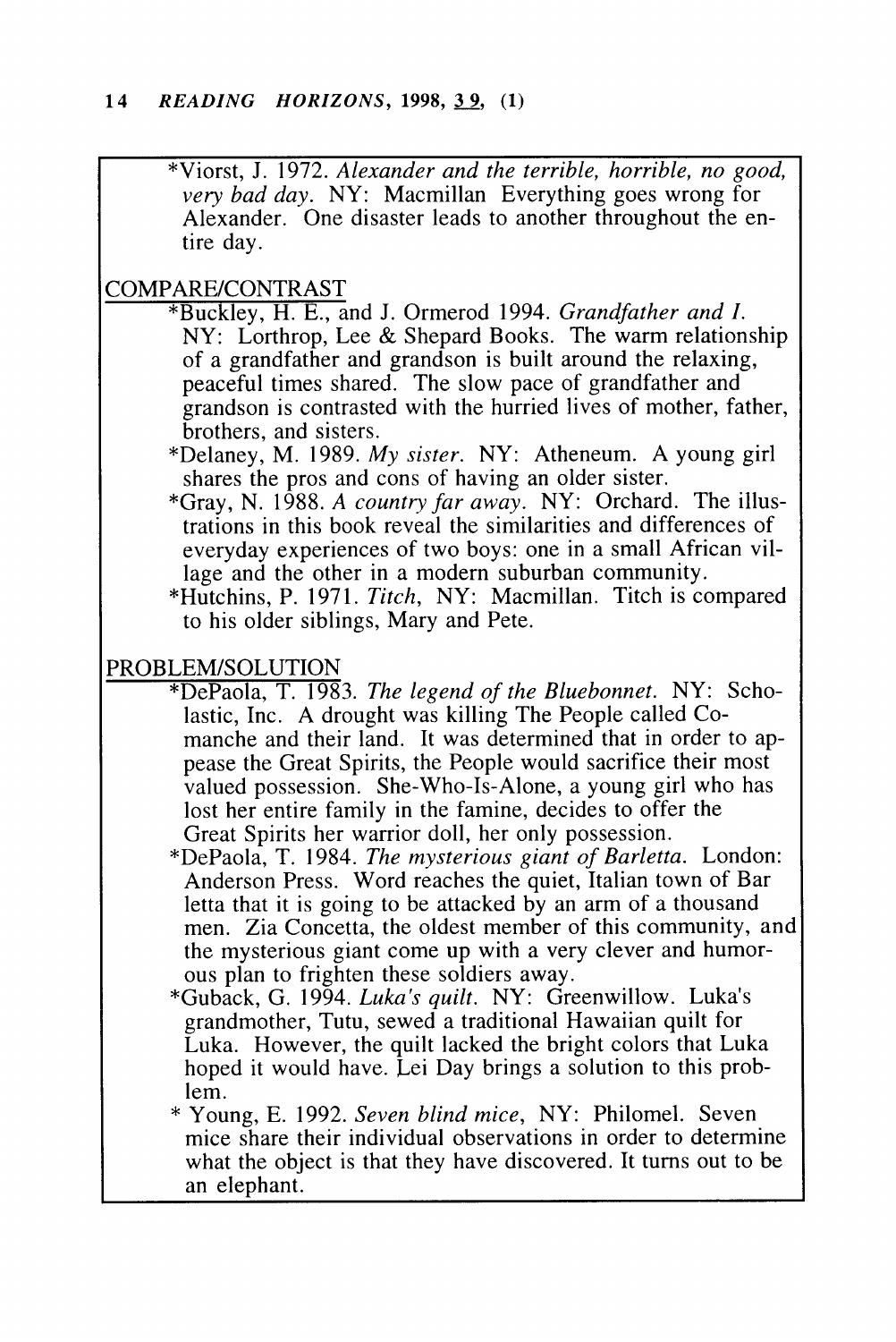*Viorst, J. 1972. *Alexander and the terrible, horrible, no good, very bad day*. NY: Macmillan Everything goes wrong for Alexander. One disaster leads to another throughout the entire day.

COMPARE/CONTRAST

*Buckley, H. E., and J. Ormerod 1994. *Grandfather and I*. NY: Lorthrop, Lee & Shepard Books. The warm relationship of a grandfather and grandson is built around the relaxing, peaceful times shared. The slow pace of grandfather and grandson is contrasted with the hurried lives of mother, father, brothers, and sisters.

*Delaney, M. 1989. *My sister*. NY: Atheneum. A young girl shares the pros and cons of having an older sister.

*Gray, N. 1988. *A country far away*. NY: Orchard. The illustrations in this book reveal the similarities and differences of everyday experiences of two boys: one in a small African village and the other in a modern suburban community.

*Hutchins, P. 1971. *Titch*, NY: Macmillan. Titch is compared to his older siblings, Mary and Pete.

PROBLEM/SOLUTION

*DePaola, T. 1983. *The legend of the Bluebonnet*. NY: Scholastic, Inc. A drought was killing The People called Comanche and their land. It was determined that in order to appease the Great Spirits, the People would sacrifice their most valued possession. She-Who-Is-Alone, a young girl who has lost her entire family in the famine, decides to offer the Great Spirits her warrior doll, her only possession.

*DePaola, T. 1984. *The mysterious giant of Barletta*. London: Anderson Press. Word reaches the quiet, Italian town of Bar letta that it is going to be attacked by an arm of a thousand men. Zia Concetta, the oldest member of this community, and the mysterious giant come up with a very clever and humorous plan to frighten these soldiers away.

*Guback, G. 1994. *Luka's quilt*. NY: Greenwillow. Luka's grandmother, Tutu, sewed a traditional Hawaiian quilt for Luka. However, the quilt lacked the bright colors that Luka hoped it would have. Lei Day brings a solution to this problem.

* Young, E. 1992. *Seven blind mice*, NY: Philomel. Seven mice share their individual observations in order to determine what the object is that they have discovered. It turns out to be an elephant.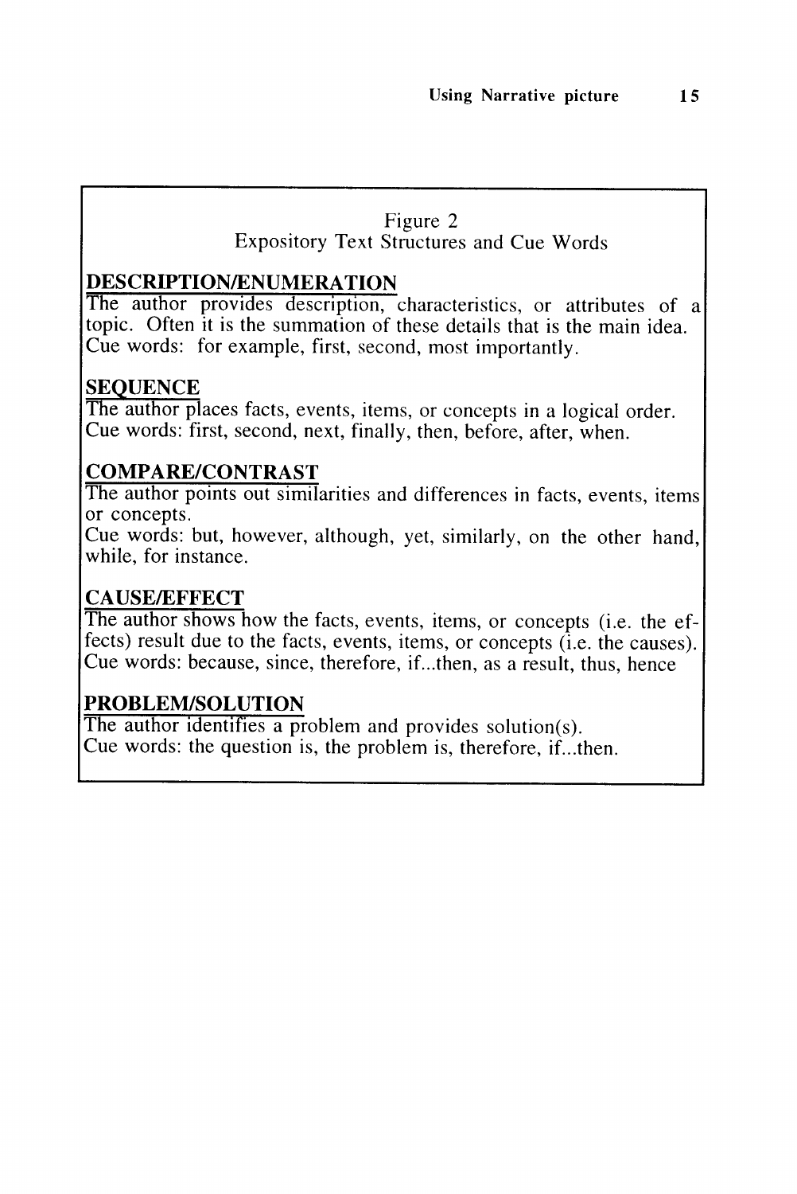Figure 2
Expository Text Structures and Cue Words

**DESCRIPTION/ENUMERATION**

The author provides description, characteristics, or attributes of a topic. Often it is the summation of these details that is the main idea.
Cue words: for example, first, second, most importantly.

**SEQUENCE**

The author places facts, events, items, or concepts in a logical order.
Cue words: first, second, next, finally, then, before, after, when.

**COMPARE/CONTRAST**

The author points out similarities and differences in facts, events, items or concepts.
Cue words: but, however, although, yet, similarly, on the other hand, while, for instance.

**CAUSE/EFFECT**

The author shows how the facts, events, items, or concepts (i.e. the effects) result due to the facts, events, items, or concepts (i.e. the causes).
Cue words: because, since, therefore, if...then, as a result, thus, hence

**PROBLEM/SOLUTION**

The author identifies a problem and provides solution(s).
Cue words: the question is, the problem is, therefore, if...then.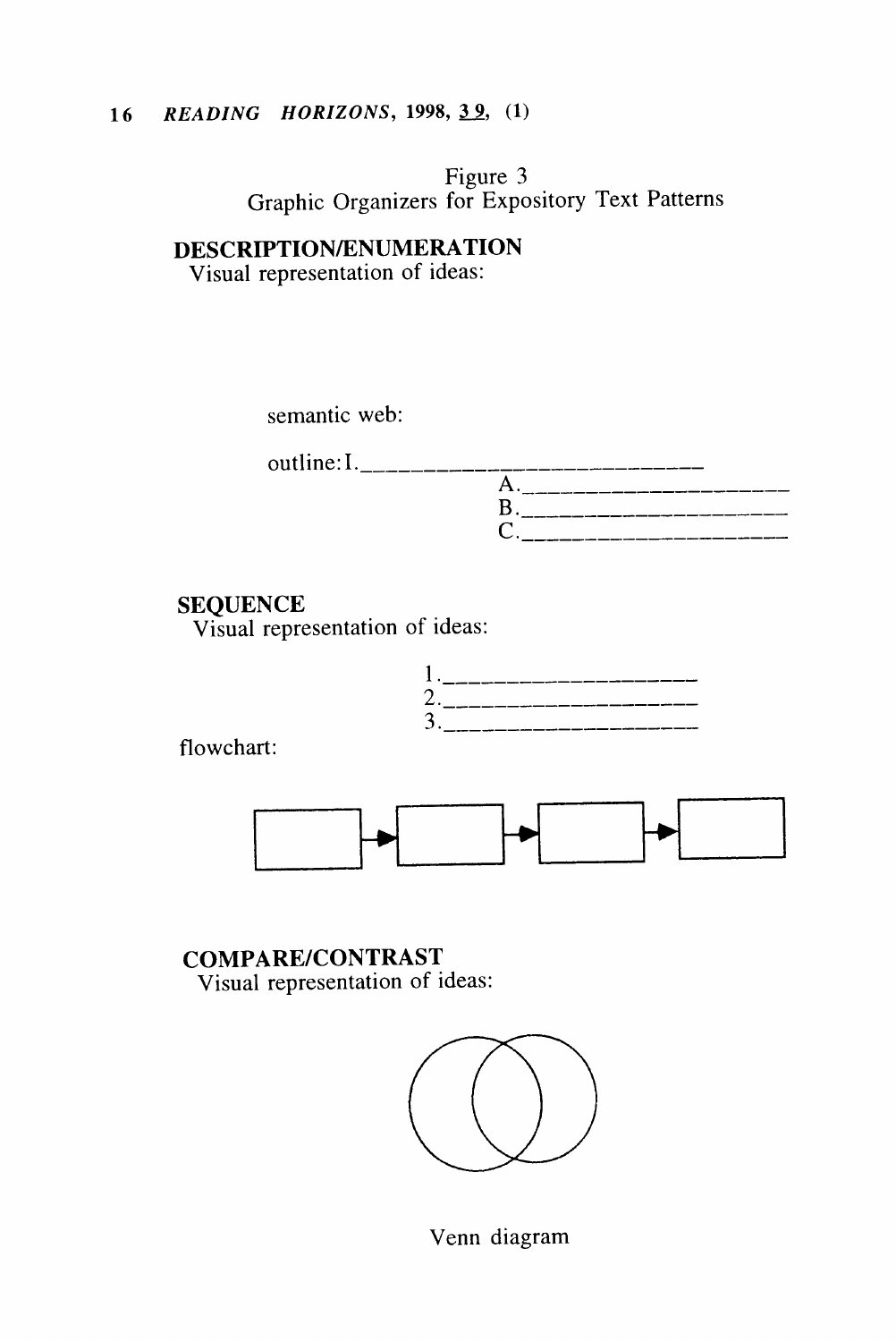Figure 3
Graphic Organizers for Expository Text Patterns

**DESCRIPTION/ENUMERATION**
Visual representation of ideas:

semantic web:

outline: I.______________________________
  A.______________________
  B.______________________
  C.______________________

**SEQUENCE**
Visual representation of ideas:

1.____________________
2.____________________
3.____________________

flowchart:

**COMPARE/CONTRAST**
Visual representation of ideas:

Venn diagram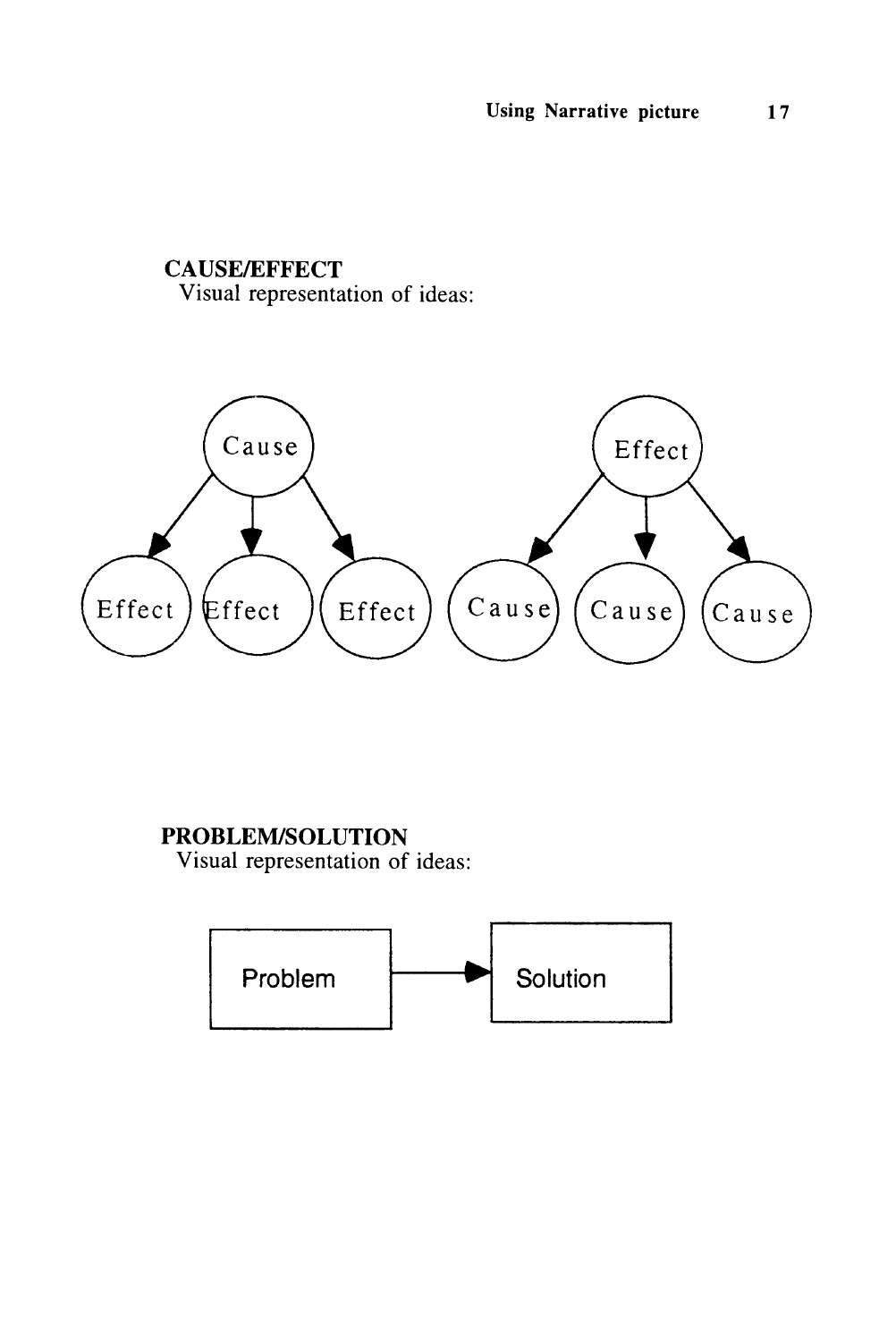**CAUSE/EFFECT**
Visual representation of ideas:

Cause → Effect, Effect, Effect

Effect → Cause, Cause, Cause

**PROBLEM/SOLUTION**
Visual representation of ideas:

Problem → Solution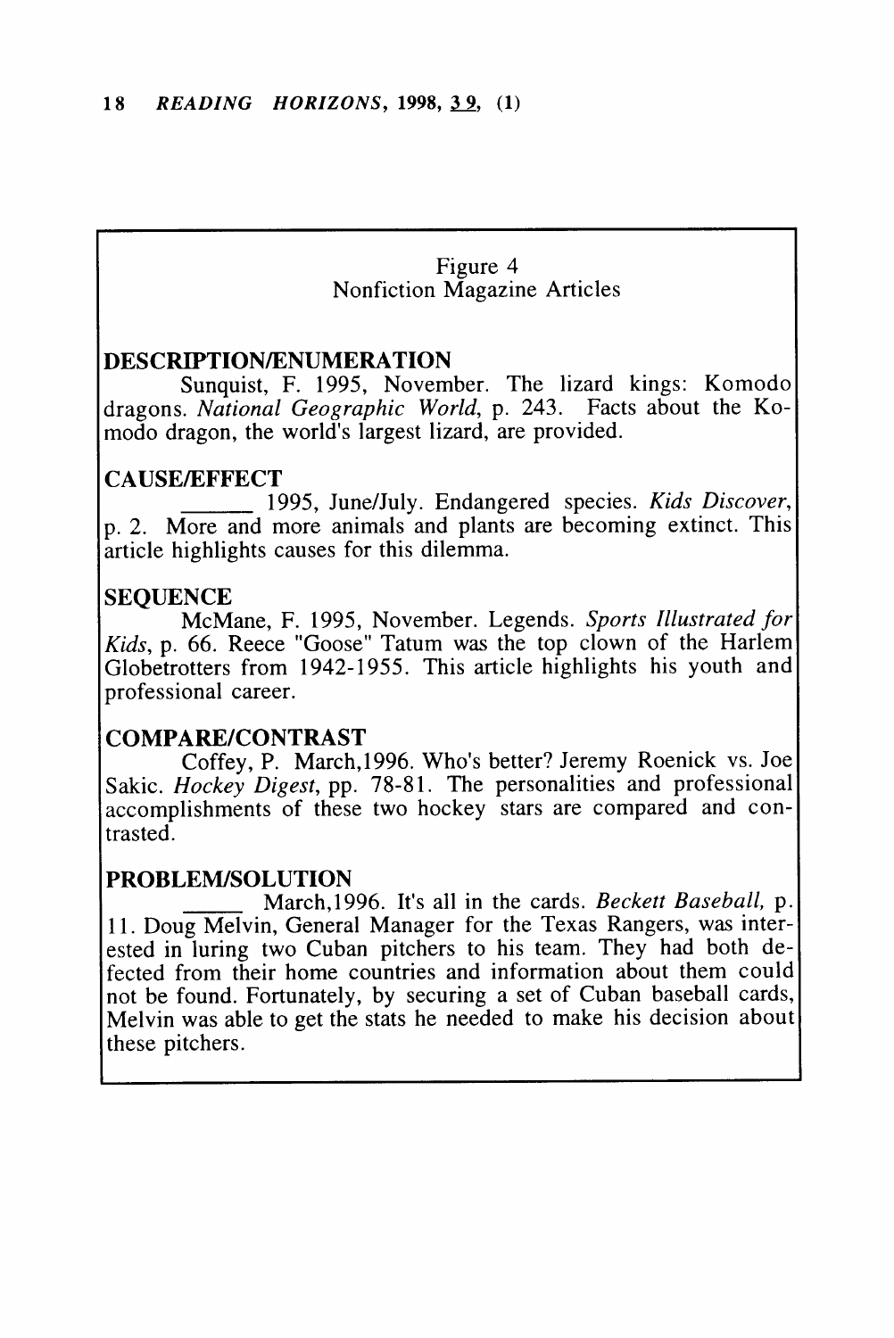Figure 4
Nonfiction Magazine Articles

**DESCRIPTION/ENUMERATION**

Sunquist, F. 1995, November. The lizard kings: Komodo dragons. *National Geographic World*, p. 243. Facts about the Komodo dragon, the world's largest lizard, are provided.

**CAUSE/EFFECT**

______ 1995, June/July. Endangered species. *Kids Discover*, p. 2. More and more animals and plants are becoming extinct. This article highlights causes for this dilemma.

**SEQUENCE**

McMane, F. 1995, November. Legends. *Sports Illustrated for Kids*, p. 66. Reece "Goose" Tatum was the top clown of the Harlem Globetrotters from 1942-1955. This article highlights his youth and professional career.

**COMPARE/CONTRAST**

Coffey, P. March,1996. Who's better? Jeremy Roenick vs. Joe Sakic. *Hockey Digest*, pp. 78-81. The personalities and professional accomplishments of these two hockey stars are compared and contrasted.

**PROBLEM/SOLUTION**

_____ March,1996. It's all in the cards. *Beckett Baseball*, p. 11. Doug Melvin, General Manager for the Texas Rangers, was interested in luring two Cuban pitchers to his team. They had both defected from their home countries and information about them could not be found. Fortunately, by securing a set of Cuban baseball cards, Melvin was able to get the stats he needed to make his decision about these pitchers.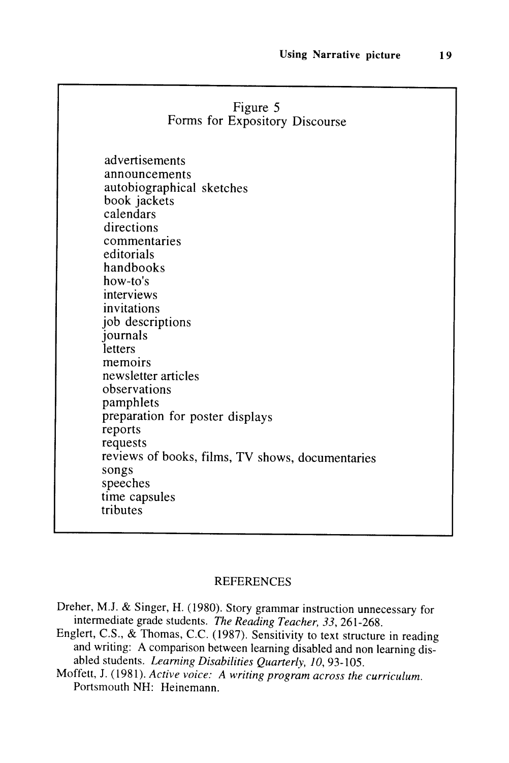Figure 5
Forms for Expository Discourse

advertisements
announcements
autobiographical sketches
book jackets
calendars
directions
commentaries
editorials
handbooks
how-to's
interviews
invitations
job descriptions
journals
letters
memoirs
newsletter articles
observations
pamphlets
preparation for poster displays
reports
requests
reviews of books, films, TV shows, documentaries
songs
speeches
time capsules
tributes

## REFERENCES

Dreher, M.J. & Singer, H. (1980). Story grammar instruction unnecessary for intermediate grade students. *The Reading Teacher, 33*, 261-268.

Englert, C.S., & Thomas, C.C. (1987). Sensitivity to text structure in reading and writing: A comparison between learning disabled and non learning disabled students. *Learning Disabilities Quarterly, 10*, 93-105.

Moffett, J. (1981). *Active voice: A writing program across the curriculum.* Portsmouth NH: Heinemann.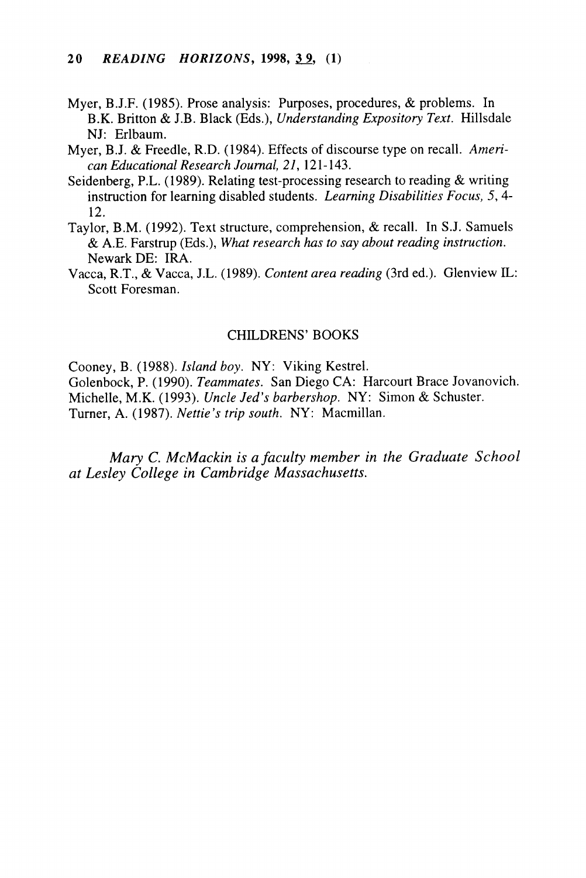Myer, B.J.F. (1985). Prose analysis: Purposes, procedures, & problems. In B.K. Britton & J.B. Black (Eds.), *Understanding Expository Text.* Hillsdale NJ: Erlbaum.

Myer, B.J. & Freedle, R.D. (1984). Effects of discourse type on recall. *American Educational Research Journal, 21,* 121-143.

Seidenberg, P.L. (1989). Relating test-processing research to reading & writing instruction for learning disabled students. *Learning Disabilities Focus, 5,* 4-12.

Taylor, B.M. (1992). Text structure, comprehension, & recall. In S.J. Samuels & A.E. Farstrup (Eds.), *What research has to say about reading instruction.* Newark DE: IRA.

Vacca, R.T., & Vacca, J.L. (1989). *Content area reading* (3rd ed.). Glenview IL: Scott Foresman.

## CHILDRENS' BOOKS

Cooney, B. (1988). *Island boy.* NY: Viking Kestrel.
Golenbock, P. (1990). *Teammates.* San Diego CA: Harcourt Brace Jovanovich.
Michelle, M.K. (1993). *Uncle Jed's barbershop.* NY: Simon & Schuster.
Turner, A. (1987). *Nettie's trip south.* NY: Macmillan.

*Mary C. McMackin is a faculty member in the Graduate School at Lesley College in Cambridge Massachusetts.*